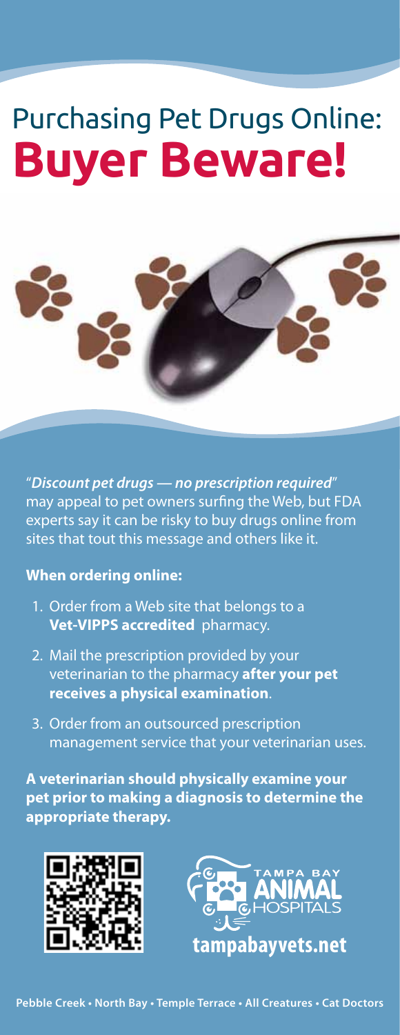# Purchasing Pet Drugs Online: **Buyer Beware!**

"***Discount pet drugs — no prescription required***" may appeal to pet owners surfing the Web, but FDA experts say it can be risky to buy drugs online from sites that tout this message and others like it.

**When ordering online:**

1. Order from a Web site that belongs to a **Vet-VIPPS accredited** pharmacy.
2. Mail the prescription provided by your veterinarian to the pharmacy **after your pet receives a physical examination**.
3. Order from an outsourced prescription management service that your veterinarian uses.

**A veterinarian should physically examine your pet prior to making a diagnosis to determine the appropriate therapy.**

TAMPA BAY ANIMAL HOSPITALS

**tampabayvets.net**

**Pebble Creek • North Bay • Temple Terrace • All Creatures • Cat Doctors**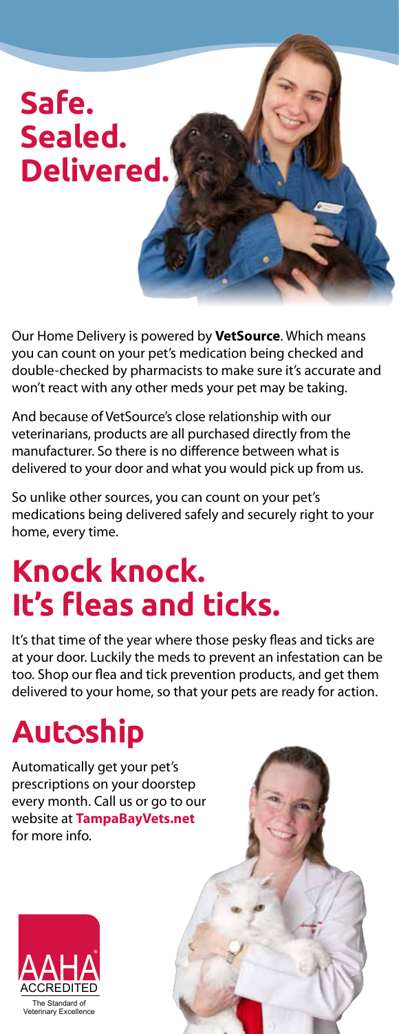# Safe. Sealed. Delivered.

Our Home Delivery is powered by **VetSource**. Which means you can count on your pet's medication being checked and double-checked by pharmacists to make sure it's accurate and won't react with any other meds your pet may be taking.

And because of VetSource's close relationship with our veterinarians, products are all purchased directly from the manufacturer. So there is no difference between what is delivered to your door and what you would pick up from us.

So unlike other sources, you can count on your pet's medications being delivered safely and securely right to your home, every time.

# Knock knock. It's fleas and ticks.

It's that time of the year where those pesky fleas and ticks are at your door. Luckily the meds to prevent an infestation can be too. Shop our flea and tick prevention products, and get them delivered to your home, so that your pets are ready for action.

# Autoship

Automatically get your pet's prescriptions on your doorstep every month. Call us or go to our website at **TampaBayVets.net** for more info.

AAHA ACCREDITED
The Standard of Veterinary Excellence